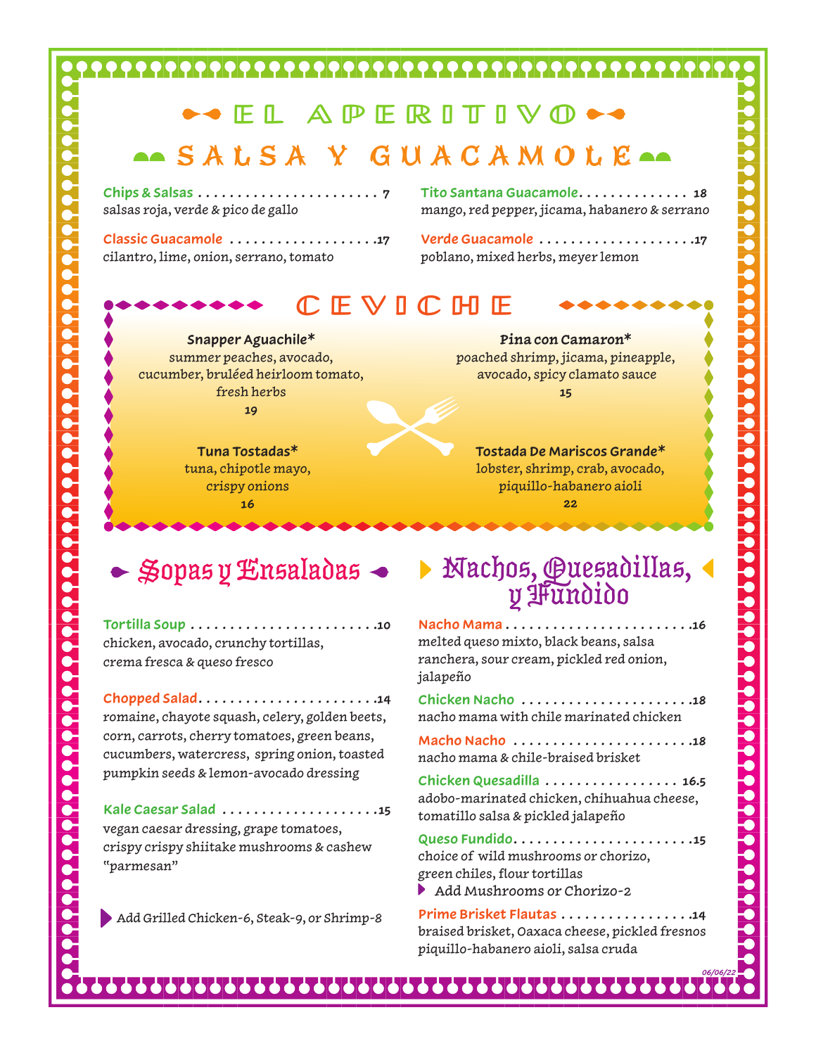# EL APERITIVO

## SALSA Y GUACAMOLE

**Chips & Salsas** ........................ 7
salsas roja, verde & pico de gallo

**Classic Guacamole** ................... .17
cilantro, lime, onion, serrano, tomato

**Tito Santana Guacamole**.............. 18
mango, red pepper, jicama, habanero & serrano

**Verde Guacamole** .................... .17
poblano, mixed herbs, meyer lemon

## CEVICHE

**Snapper Aguachile***
summer peaches, avocado, cucumber, bruléed heirloom tomato, fresh herbs
19

**Pina con Camaron***
poached shrimp, jicama, pineapple, avocado, spicy clamato sauce
15

**Tuna Tostadas***
tuna, chipotle mayo, crispy onions
16

**Tostada De Mariscos Grande***
lobster, shrimp, crab, avocado, piquillo-habanero aioli
22

## Sopas y Ensaladas

**Tortilla Soup** ........................ .10
chicken, avocado, crunchy tortillas, crema fresca & queso fresco

**Chopped Salad**....................... .14
romaine, chayote squash, celery, golden beets, corn, carrots, cherry tomatoes, green beans, cucumbers, watercress, spring onion, toasted pumpkin seeds & lemon-avocado dressing

**Kale Caesar Salad** .................... .15
vegan caesar dressing, grape tomatoes, crispy crispy shiitake mushrooms & cashew “parmesan”

Add Grilled Chicken-6, Steak-9, or Shrimp-8

## Nachos, Quesadillas, y Fundido

**Nacho Mama**........................ .16
melted queso mixto, black beans, salsa ranchera, sour cream, pickled red onion, jalapeño

**Chicken Nacho** ...................... .18
nacho mama with chile marinated chicken

**Macho Nacho** ....................... .18
nacho mama & chile-braised brisket

**Chicken Quesadilla** ................. 16.5
adobo-marinated chicken, chihuahua cheese, tomatillo salsa & pickled jalapeño

**Queso Fundido**....................... .15
choice of wild mushrooms or chorizo, green chiles, flour tortillas
Add Mushrooms or Chorizo-2

**Prime Brisket Flautas** ................ .14
braised brisket, Oaxaca cheese, pickled fresnos piquillo-habanero aioli, salsa cruda

06/06/22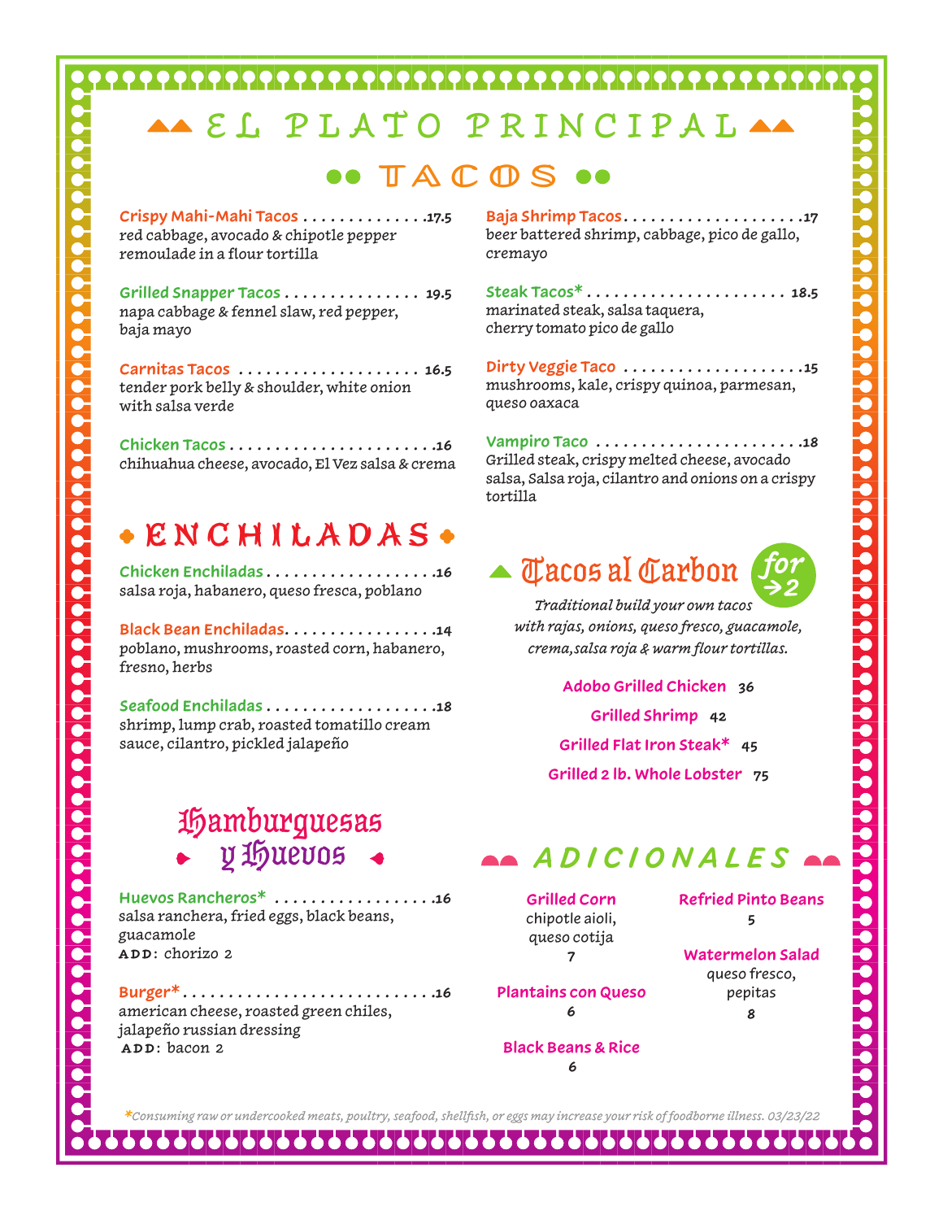# EL PLATO PRINCIPAL

## TACOS

**Crispy Mahi-Mahi Tacos** .17.5
red cabbage, avocado & chipotle pepper remoulade in a flour tortilla

**Grilled Snapper Tacos** 19.5
napa cabbage & fennel slaw, red pepper, baja mayo

**Carnitas Tacos** 16.5
tender pork belly & shoulder, white onion with salsa verde

**Chicken Tacos** .16
chihuahua cheese, avocado, El Vez salsa & crema

**Baja Shrimp Tacos** .17
beer battered shrimp, cabbage, pico de gallo, cremayo

**Steak Tacos*** 18.5
marinated steak, salsa taquera, cherry tomato pico de gallo

**Dirty Veggie Taco** .15
mushrooms, kale, crispy quinoa, parmesan, queso oaxaca

**Vampiro Taco** .18
Grilled steak, crispy melted cheese, avocado salsa, Salsa roja, cilantro and onions on a crispy tortilla

## ENCHILADAS

**Chicken Enchiladas** .16
salsa roja, habanero, queso fresca, poblano

**Black Bean Enchiladas** .14
poblano, mushrooms, roasted corn, habanero, fresno, herbs

**Seafood Enchiladas** .18
shrimp, lump crab, roasted tomatillo cream sauce, cilantro, pickled jalapeño

## Hamburguesas y Huevos

**Huevos Rancheros*** .16
salsa ranchera, fried eggs, black beans, guacamole
ADD: chorizo 2

**Burger*** .16
american cheese, roasted green chiles, jalapeño russian dressing
ADD: bacon 2

## Tacos al Carbon

for 2

*Traditional build your own tacos with rajas, onions, queso fresco, guacamole, crema, salsa roja & warm flour tortillas.*

**Adobo Grilled Chicken** 36

**Grilled Shrimp** 42

**Grilled Flat Iron Steak*** 45

**Grilled 2 lb. Whole Lobster** 75

## ADICIONALES

**Grilled Corn**
chipotle aioli, queso cotija
7

**Plantains con Queso**
6

**Black Beans & Rice**
6

**Refried Pinto Beans**
5

**Watermelon Salad**
queso fresco, pepitas
8

*\*Consuming raw or undercooked meats, poultry, seafood, shellfish, or eggs may increase your risk of foodborne illness. 03/23/22*